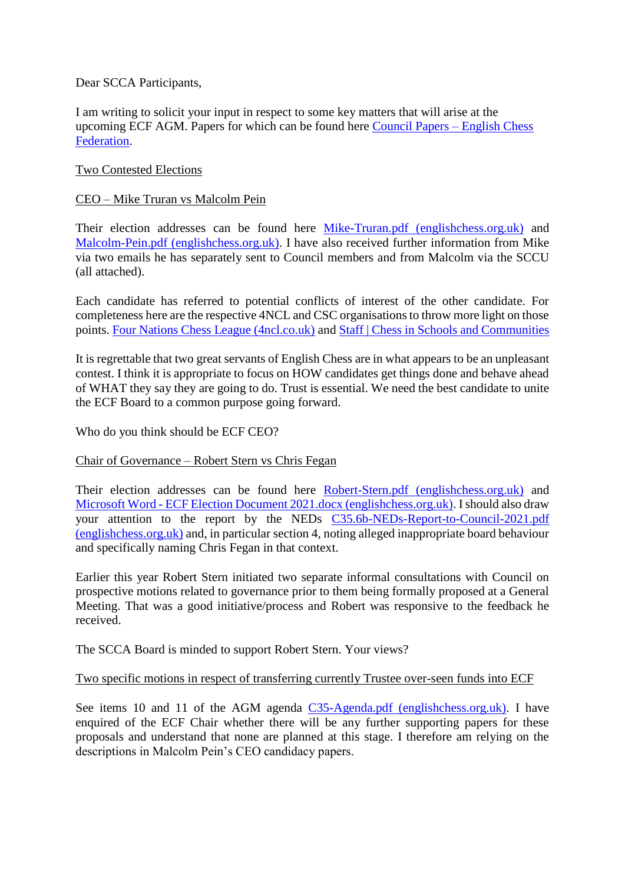Dear SCCA Participants,

I am writing to solicit your input in respect to some key matters that will arise at the upcoming ECF AGM. Papers for which can be found here [Council Papers – English Chess Federation](Council Papers – English Chess Federation).

Two Contested Elections

CEO – Mike Truran vs Malcolm Pein

Their election addresses can be found here Mike-Truran.pdf (englishchess.org.uk) and Malcolm-Pein.pdf (englishchess.org.uk). I have also received further information from Mike via two emails he has separately sent to Council members and from Malcolm via the SCCU (all attached).

Each candidate has referred to potential conflicts of interest of the other candidate. For completeness here are the respective 4NCL and CSC organisations to throw more light on those points. Four Nations Chess League (4ncl.co.uk) and Staff | Chess in Schools and Communities

It is regrettable that two great servants of English Chess are in what appears to be an unpleasant contest. I think it is appropriate to focus on HOW candidates get things done and behave ahead of WHAT they say they are going to do. Trust is essential. We need the best candidate to unite the ECF Board to a common purpose going forward.

Who do you think should be ECF CEO?

Chair of Governance – Robert Stern vs Chris Fegan

Their election addresses can be found here Robert-Stern.pdf (englishchess.org.uk) and Microsoft Word - ECF Election Document 2021.docx (englishchess.org.uk). I should also draw your attention to the report by the NEDs C35.6b-NEDs-Report-to-Council-2021.pdf (englishchess.org.uk) and, in particular section 4, noting alleged inappropriate board behaviour and specifically naming Chris Fegan in that context.

Earlier this year Robert Stern initiated two separate informal consultations with Council on prospective motions related to governance prior to them being formally proposed at a General Meeting. That was a good initiative/process and Robert was responsive to the feedback he received.

The SCCA Board is minded to support Robert Stern. Your views?

Two specific motions in respect of transferring currently Trustee over-seen funds into ECF

See items 10 and 11 of the AGM agenda C35-Agenda.pdf (englishchess.org.uk). I have enquired of the ECF Chair whether there will be any further supporting papers for these proposals and understand that none are planned at this stage. I therefore am relying on the descriptions in Malcolm Pein's CEO candidacy papers.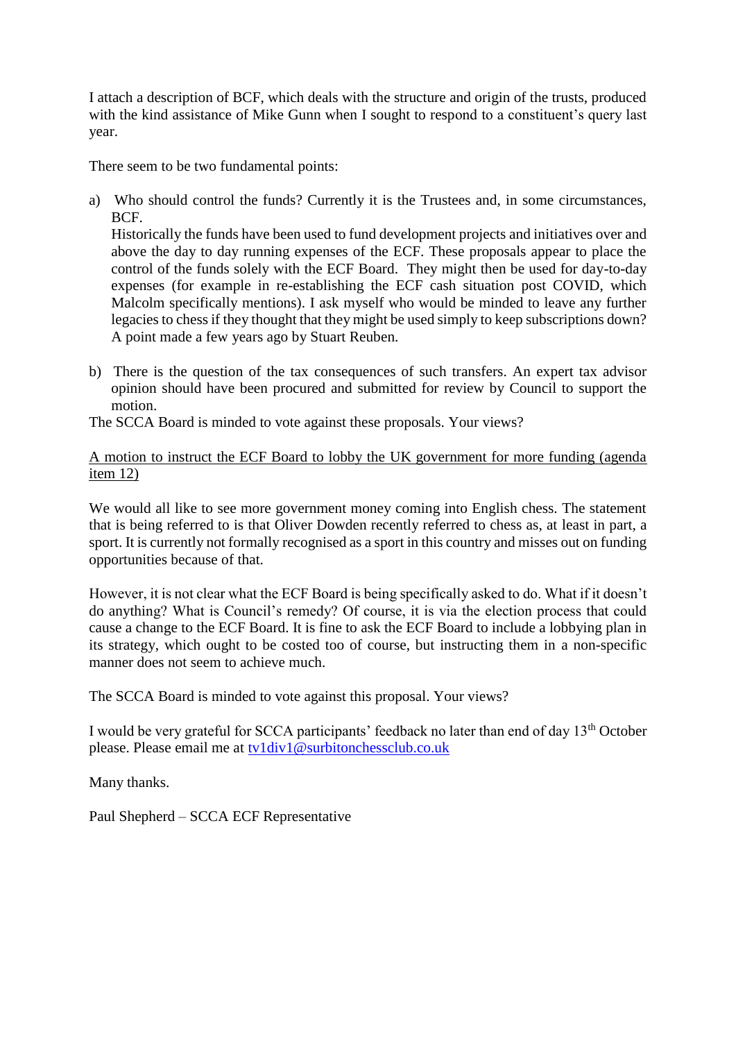I attach a description of BCF, which deals with the structure and origin of the trusts, produced with the kind assistance of Mike Gunn when I sought to respond to a constituent's query last year.

There seem to be two fundamental points:

a) Who should control the funds? Currently it is the Trustees and, in some circumstances, BCF.
   Historically the funds have been used to fund development projects and initiatives over and above the day to day running expenses of the ECF. These proposals appear to place the control of the funds solely with the ECF Board. They might then be used for day-to-day expenses (for example in re-establishing the ECF cash situation post COVID, which Malcolm specifically mentions). I ask myself who would be minded to leave any further legacies to chess if they thought that they might be used simply to keep subscriptions down? A point made a few years ago by Stuart Reuben.

b) There is the question of the tax consequences of such transfers. An expert tax advisor opinion should have been procured and submitted for review by Council to support the motion.

The SCCA Board is minded to vote against these proposals. Your views?

<u>A motion to instruct the ECF Board to lobby the UK government for more funding (agenda item 12)</u>

We would all like to see more government money coming into English chess. The statement that is being referred to is that Oliver Dowden recently referred to chess as, at least in part, a sport. It is currently not formally recognised as a sport in this country and misses out on funding opportunities because of that.

However, it is not clear what the ECF Board is being specifically asked to do. What if it doesn't do anything? What is Council's remedy? Of course, it is via the election process that could cause a change to the ECF Board. It is fine to ask the ECF Board to include a lobbying plan in its strategy, which ought to be costed too of course, but instructing them in a non-specific manner does not seem to achieve much.

The SCCA Board is minded to vote against this proposal. Your views?

I would be very grateful for SCCA participants' feedback no later than end of day 13th October please. Please email me at tv1div1@surbitonchessclub.co.uk

Many thanks.

Paul Shepherd – SCCA ECF Representative